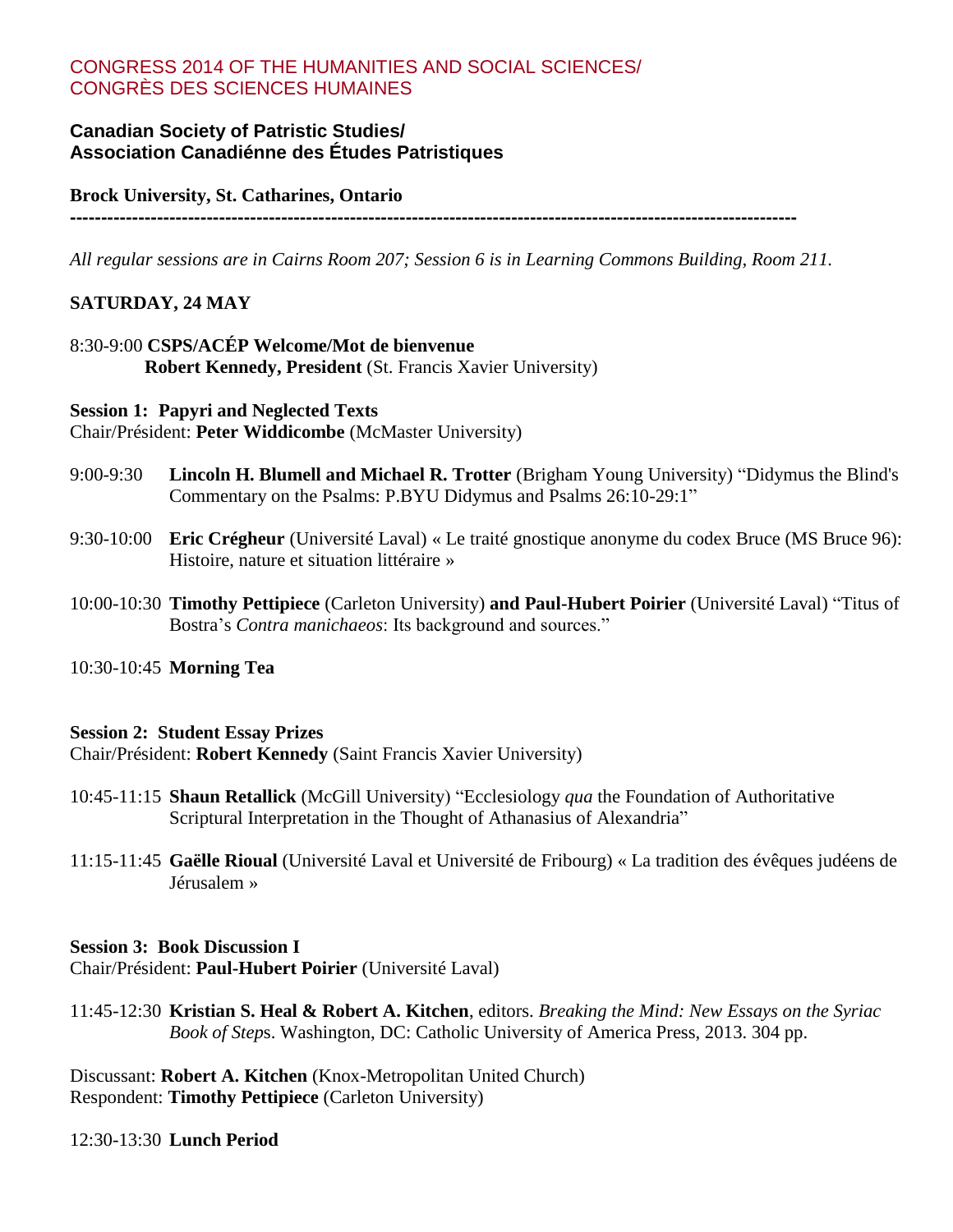# CONGRESS 2014 OF THE HUMANITIES AND SOCIAL SCIENCES/ CONGRÈS DES SCIENCES HUMAINES

## Canadian Society of Patristic Studies/ Association Canadiénne des Études Patristiques

**Brock University, St. Catharines, Ontario**

---

*All regular sessions are in Cairns Room 207; Session 6 is in Learning Commons Building, Room 211.*

### SATURDAY, 24 MAY

8:30-9:00 **CSPS/ACÉP Welcome/Mot de bienvenue**
**Robert Kennedy, President** (St. Francis Xavier University)

**Session 1: Papyri and Neglected Texts**
Chair/Président: **Peter Widdicombe** (McMaster University)

9:00-9:30 **Lincoln H. Blumell and Michael R. Trotter** (Brigham Young University) "Didymus the Blind's Commentary on the Psalms: P.BYU Didymus and Psalms 26:10-29:1"

9:30-10:00 **Eric Crégheur** (Université Laval) « Le traité gnostique anonyme du codex Bruce (MS Bruce 96): Histoire, nature et situation littéraire »

10:00-10:30 **Timothy Pettipiece** (Carleton University) **and Paul-Hubert Poirier** (Université Laval) "Titus of Bostra's *Contra manichaeos*: Its background and sources."

10:30-10:45 **Morning Tea**

**Session 2: Student Essay Prizes**
Chair/Président: **Robert Kennedy** (Saint Francis Xavier University)

10:45-11:15 **Shaun Retallick** (McGill University) "Ecclesiology *qua* the Foundation of Authoritative Scriptural Interpretation in the Thought of Athanasius of Alexandria"

11:15-11:45 **Gaëlle Rioual** (Université Laval et Université de Fribourg) « La tradition des évêques judéens de Jérusalem »

**Session 3: Book Discussion I**
Chair/Président: **Paul-Hubert Poirier** (Université Laval)

11:45-12:30 **Kristian S. Heal & Robert A. Kitchen**, editors. *Breaking the Mind: New Essays on the Syriac Book of Step*s. Washington, DC: Catholic University of America Press, 2013. 304 pp.

Discussant: **Robert A. Kitchen** (Knox-Metropolitan United Church)
Respondent: **Timothy Pettipiece** (Carleton University)

12:30-13:30 **Lunch Period**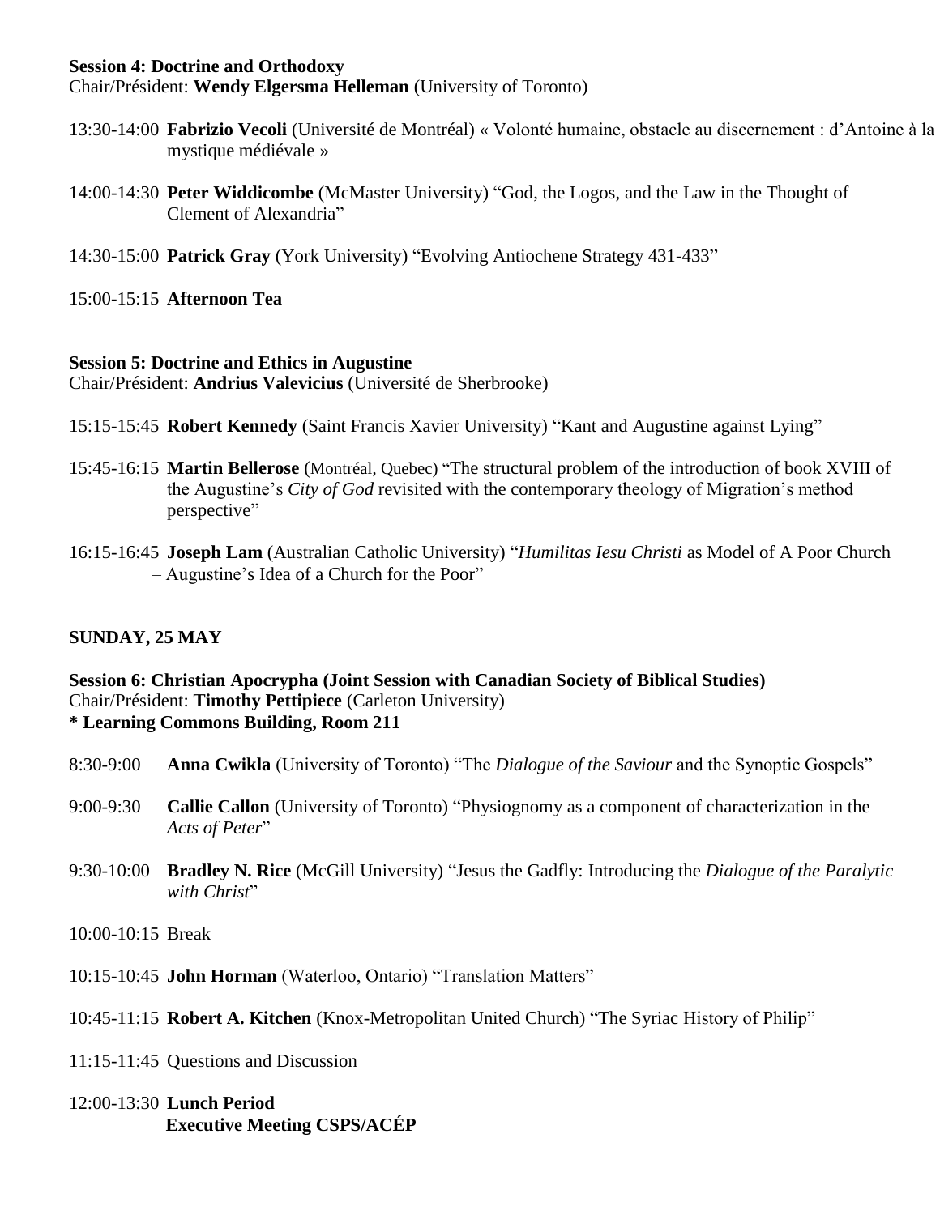**Session 4: Doctrine and Orthodoxy**
Chair/Président: **Wendy Elgersma Helleman** (University of Toronto)

13:30-14:00 **Fabrizio Vecoli** (Université de Montréal) « Volonté humaine, obstacle au discernement : d'Antoine à la mystique médiévale »

14:00-14:30 **Peter Widdicombe** (McMaster University) "God, the Logos, and the Law in the Thought of Clement of Alexandria"

14:30-15:00 **Patrick Gray** (York University) "Evolving Antiochene Strategy 431-433"

15:00-15:15 **Afternoon Tea**

**Session 5: Doctrine and Ethics in Augustine**
Chair/Président: **Andrius Valevicius** (Université de Sherbrooke)

15:15-15:45 **Robert Kennedy** (Saint Francis Xavier University) "Kant and Augustine against Lying"

15:45-16:15 **Martin Bellerose** (Montréal, Quebec) "The structural problem of the introduction of book XVIII of the Augustine's *City of God* revisited with the contemporary theology of Migration's method perspective"

16:15-16:45 **Joseph Lam** (Australian Catholic University) "*Humilitas Iesu Christi* as Model of A Poor Church – Augustine's Idea of a Church for the Poor"

**SUNDAY, 25 MAY**

**Session 6: Christian Apocrypha (Joint Session with Canadian Society of Biblical Studies)**
Chair/Président: **Timothy Pettipiece** (Carleton University)
**\* Learning Commons Building, Room 211**

8:30-9:00 **Anna Cwikla** (University of Toronto) "The *Dialogue of the Saviour* and the Synoptic Gospels"

9:00-9:30 **Callie Callon** (University of Toronto) "Physiognomy as a component of characterization in the *Acts of Peter*"

9:30-10:00 **Bradley N. Rice** (McGill University) "Jesus the Gadfly: Introducing the *Dialogue of the Paralytic with Christ*"

10:00-10:15 Break

10:15-10:45 **John Horman** (Waterloo, Ontario) "Translation Matters"

10:45-11:15 **Robert A. Kitchen** (Knox-Metropolitan United Church) "The Syriac History of Philip"

11:15-11:45 Questions and Discussion

12:00-13:30 **Lunch Period**
**Executive Meeting CSPS/ACÉP**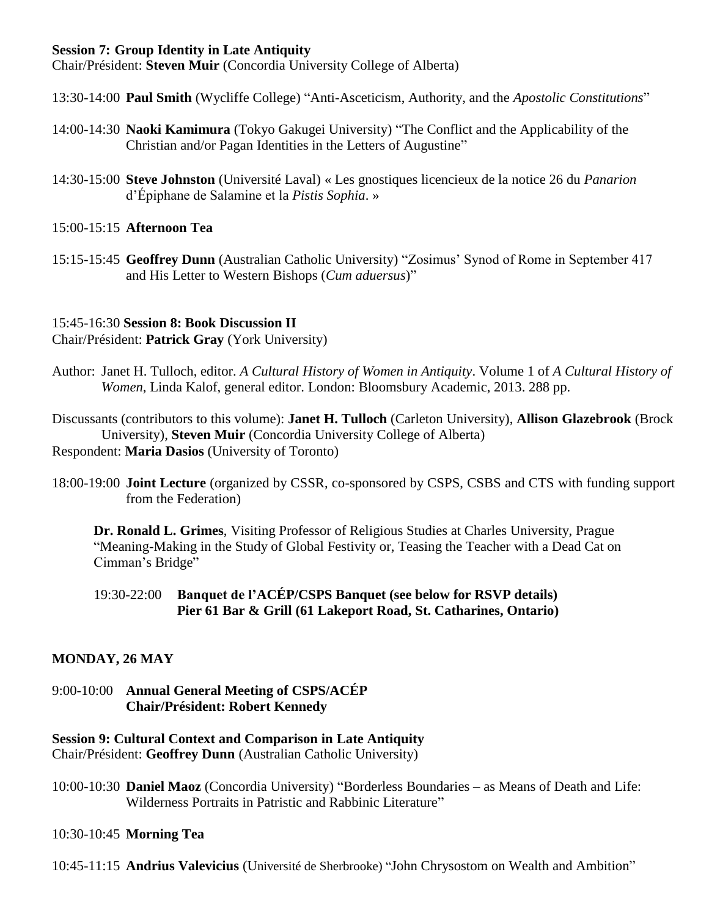**Session 7: Group Identity in Late Antiquity**
Chair/Président: **Steven Muir** (Concordia University College of Alberta)

13:30-14:00 **Paul Smith** (Wycliffe College) "Anti-Asceticism, Authority, and the *Apostolic Constitutions*"

14:00-14:30 **Naoki Kamimura** (Tokyo Gakugei University) "The Conflict and the Applicability of the Christian and/or Pagan Identities in the Letters of Augustine"

14:30-15:00 **Steve Johnston** (Université Laval) « Les gnostiques licencieux de la notice 26 du *Panarion* d'Épiphane de Salamine et la *Pistis Sophia*. »

15:00-15:15 **Afternoon Tea**

15:15-15:45 **Geoffrey Dunn** (Australian Catholic University) "Zosimus' Synod of Rome in September 417 and His Letter to Western Bishops (*Cum aduersus*)"

15:45-16:30 **Session 8: Book Discussion II**
Chair/Président: **Patrick Gray** (York University)

Author: Janet H. Tulloch, editor. *A Cultural History of Women in Antiquity*. Volume 1 of *A Cultural History of Women*, Linda Kalof, general editor. London: Bloomsbury Academic, 2013. 288 pp.

Discussants (contributors to this volume): **Janet H. Tulloch** (Carleton University), **Allison Glazebrook** (Brock University), **Steven Muir** (Concordia University College of Alberta)
Respondent: **Maria Dasios** (University of Toronto)

18:00-19:00 **Joint Lecture** (organized by CSSR, co-sponsored by CSPS, CSBS and CTS with funding support from the Federation)

**Dr. Ronald L. Grimes**, Visiting Professor of Religious Studies at Charles University, Prague "Meaning-Making in the Study of Global Festivity or, Teasing the Teacher with a Dead Cat on Cimman's Bridge"

19:30-22:00 **Banquet de l'ACÉP/CSPS Banquet (see below for RSVP details)**
**Pier 61 Bar & Grill (61 Lakeport Road, St. Catharines, Ontario)**

**MONDAY, 26 MAY**

9:00-10:00 **Annual General Meeting of CSPS/ACÉP**
**Chair/Président: Robert Kennedy**

**Session 9: Cultural Context and Comparison in Late Antiquity**
Chair/Président: **Geoffrey Dunn** (Australian Catholic University)

10:00-10:30 **Daniel Maoz** (Concordia University) "Borderless Boundaries – as Means of Death and Life: Wilderness Portraits in Patristic and Rabbinic Literature"

10:30-10:45 **Morning Tea**

10:45-11:15 **Andrius Valevicius** (Université de Sherbrooke) "John Chrysostom on Wealth and Ambition"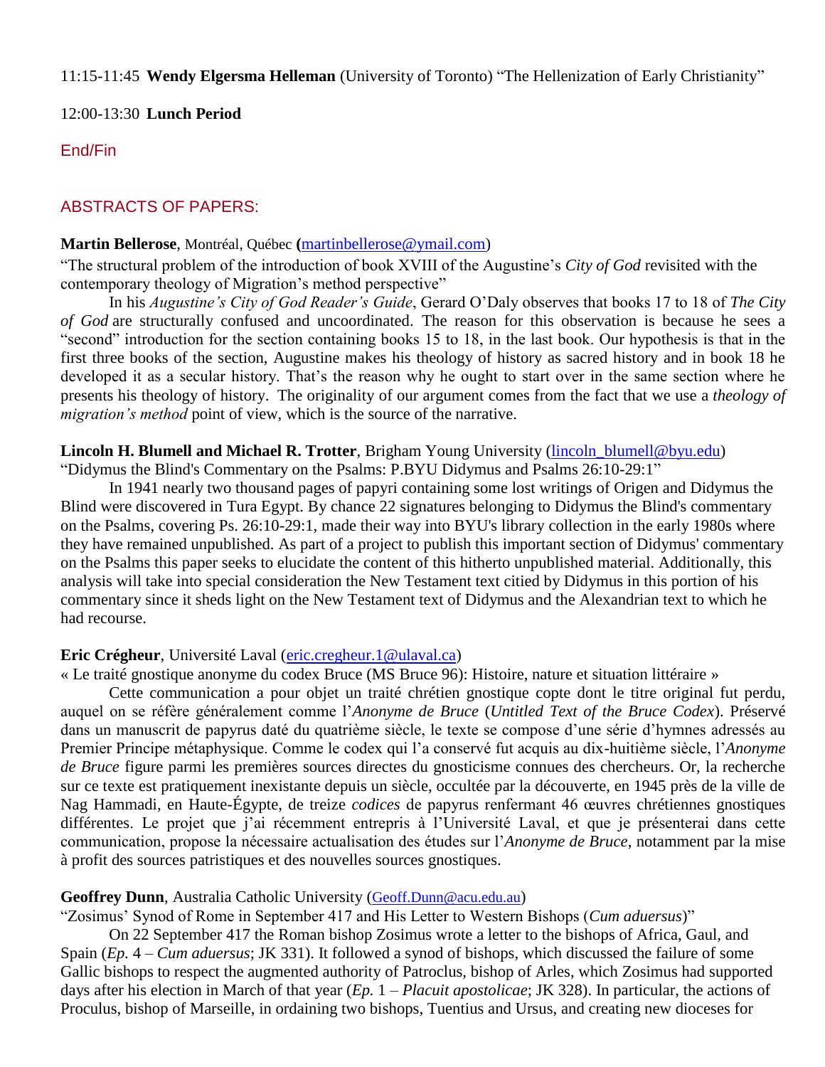11:15-11:45 **Wendy Elgersma Helleman** (University of Toronto) "The Hellenization of Early Christianity"

12:00-13:30 **Lunch Period**

End/Fin

## ABSTRACTS OF PAPERS:

**Martin Bellerose**, Montréal, Québec **(**martinbellerose@ymail.com)

"The structural problem of the introduction of book XVIII of the Augustine's *City of God* revisited with the contemporary theology of Migration's method perspective"

In his *Augustine's City of God Reader's Guide*, Gerard O'Daly observes that books 17 to 18 of *The City of God* are structurally confused and uncoordinated. The reason for this observation is because he sees a "second" introduction for the section containing books 15 to 18, in the last book. Our hypothesis is that in the first three books of the section, Augustine makes his theology of history as sacred history and in book 18 he developed it as a secular history. That's the reason why he ought to start over in the same section where he presents his theology of history. The originality of our argument comes from the fact that we use a *theology of migration's method* point of view, which is the source of the narrative.

**Lincoln H. Blumell and Michael R. Trotter**, Brigham Young University (lincoln_blumell@byu.edu)

"Didymus the Blind's Commentary on the Psalms: P.BYU Didymus and Psalms 26:10-29:1"

In 1941 nearly two thousand pages of papyri containing some lost writings of Origen and Didymus the Blind were discovered in Tura Egypt. By chance 22 signatures belonging to Didymus the Blind's commentary on the Psalms, covering Ps. 26:10-29:1, made their way into BYU's library collection in the early 1980s where they have remained unpublished. As part of a project to publish this important section of Didymus' commentary on the Psalms this paper seeks to elucidate the content of this hitherto unpublished material. Additionally, this analysis will take into special consideration the New Testament text citied by Didymus in this portion of his commentary since it sheds light on the New Testament text of Didymus and the Alexandrian text to which he had recourse.

**Eric Crégheur**, Université Laval (eric.cregheur.1@ulaval.ca)

« Le traité gnostique anonyme du codex Bruce (MS Bruce 96): Histoire, nature et situation littéraire »

Cette communication a pour objet un traité chrétien gnostique copte dont le titre original fut perdu, auquel on se réfère généralement comme l'*Anonyme de Bruce* (*Untitled Text of the Bruce Codex*). Préservé dans un manuscrit de papyrus daté du quatrième siècle, le texte se compose d'une série d'hymnes adressés au Premier Principe métaphysique. Comme le codex qui l'a conservé fut acquis au dix-huitième siècle, l'*Anonyme de Bruce* figure parmi les premières sources directes du gnosticisme connues des chercheurs. Or, la recherche sur ce texte est pratiquement inexistante depuis un siècle, occultée par la découverte, en 1945 près de la ville de Nag Hammadi, en Haute-Égypte, de treize *codices* de papyrus renfermant 46 œuvres chrétiennes gnostiques différentes. Le projet que j'ai récemment entrepris à l'Université Laval, et que je présenterai dans cette communication, propose la nécessaire actualisation des études sur l'*Anonyme de Bruce*, notamment par la mise à profit des sources patristiques et des nouvelles sources gnostiques.

**Geoffrey Dunn**, Australia Catholic University (Geoff.Dunn@acu.edu.au)

"Zosimus' Synod of Rome in September 417 and His Letter to Western Bishops (*Cum aduersus*)"

On 22 September 417 the Roman bishop Zosimus wrote a letter to the bishops of Africa, Gaul, and Spain (*Ep.* 4 – *Cum aduersus*; JK 331). It followed a synod of bishops, which discussed the failure of some Gallic bishops to respect the augmented authority of Patroclus, bishop of Arles, which Zosimus had supported days after his election in March of that year (*Ep.* 1 – *Placuit apostolicae*; JK 328). In particular, the actions of Proculus, bishop of Marseille, in ordaining two bishops, Tuentius and Ursus, and creating new dioceses for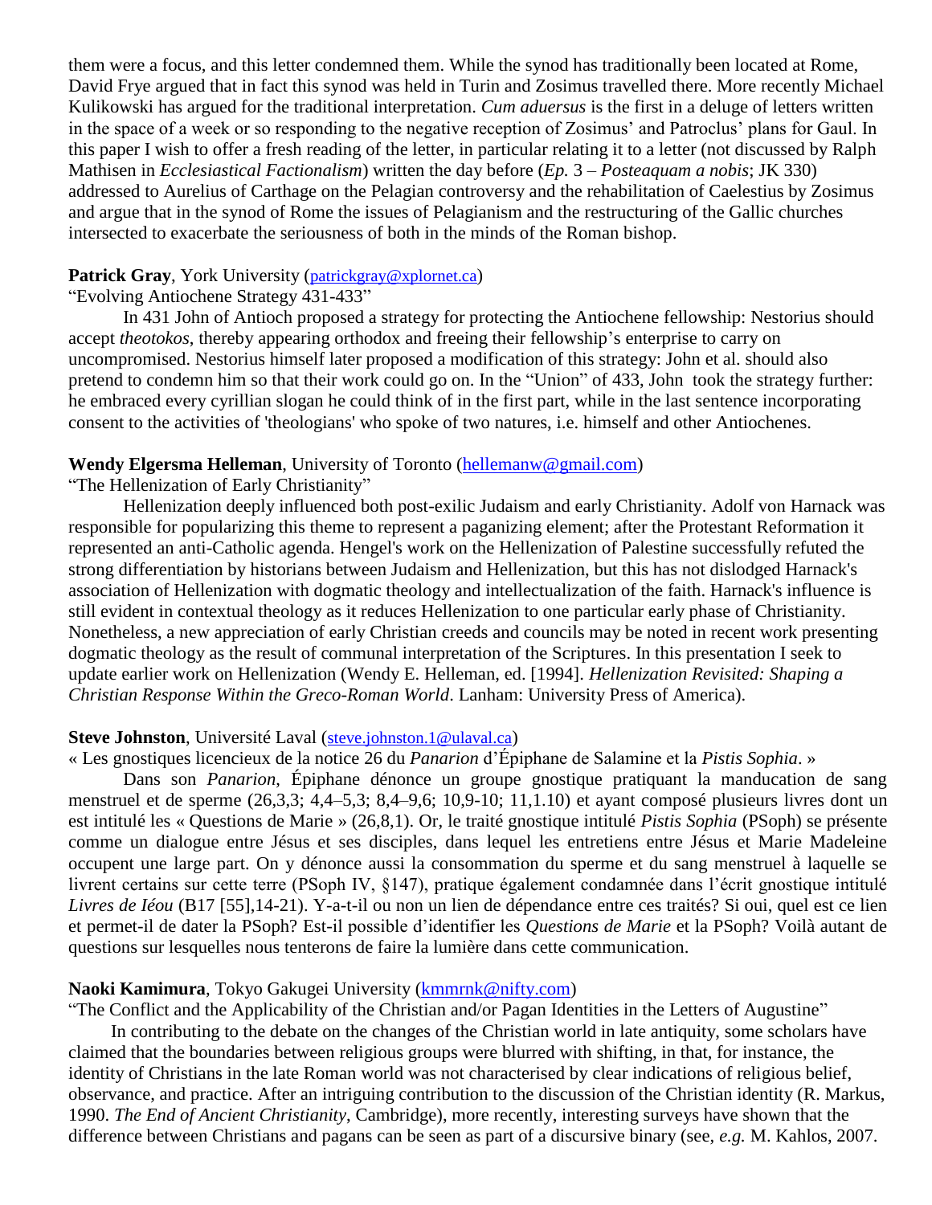them were a focus, and this letter condemned them. While the synod has traditionally been located at Rome, David Frye argued that in fact this synod was held in Turin and Zosimus travelled there. More recently Michael Kulikowski has argued for the traditional interpretation. *Cum aduersus* is the first in a deluge of letters written in the space of a week or so responding to the negative reception of Zosimus' and Patroclus' plans for Gaul. In this paper I wish to offer a fresh reading of the letter, in particular relating it to a letter (not discussed by Ralph Mathisen in *Ecclesiastical Factionalism*) written the day before (*Ep.* 3 – *Posteaquam a nobis*; JK 330) addressed to Aurelius of Carthage on the Pelagian controversy and the rehabilitation of Caelestius by Zosimus and argue that in the synod of Rome the issues of Pelagianism and the restructuring of the Gallic churches intersected to exacerbate the seriousness of both in the minds of the Roman bishop.

**Patrick Gray**, York University (patrickgray@xplornet.ca)

"Evolving Antiochene Strategy 431-433"

In 431 John of Antioch proposed a strategy for protecting the Antiochene fellowship: Nestorius should accept *theotokos*, thereby appearing orthodox and freeing their fellowship's enterprise to carry on uncompromised. Nestorius himself later proposed a modification of this strategy: John et al. should also pretend to condemn him so that their work could go on. In the "Union" of 433, John took the strategy further: he embraced every cyrillian slogan he could think of in the first part, while in the last sentence incorporating consent to the activities of 'theologians' who spoke of two natures, i.e. himself and other Antiochenes.

**Wendy Elgersma Helleman**, University of Toronto (hellemanw@gmail.com)

"The Hellenization of Early Christianity"

Hellenization deeply influenced both post-exilic Judaism and early Christianity. Adolf von Harnack was responsible for popularizing this theme to represent a paganizing element; after the Protestant Reformation it represented an anti-Catholic agenda. Hengel's work on the Hellenization of Palestine successfully refuted the strong differentiation by historians between Judaism and Hellenization, but this has not dislodged Harnack's association of Hellenization with dogmatic theology and intellectualization of the faith. Harnack's influence is still evident in contextual theology as it reduces Hellenization to one particular early phase of Christianity. Nonetheless, a new appreciation of early Christian creeds and councils may be noted in recent work presenting dogmatic theology as the result of communal interpretation of the Scriptures. In this presentation I seek to update earlier work on Hellenization (Wendy E. Helleman, ed. [1994]. *Hellenization Revisited: Shaping a Christian Response Within the Greco-Roman World*. Lanham: University Press of America).

**Steve Johnston**, Université Laval (steve.johnston.1@ulaval.ca)

« Les gnostiques licencieux de la notice 26 du *Panarion* d'Épiphane de Salamine et la *Pistis Sophia*. »

Dans son *Panarion*, Épiphane dénonce un groupe gnostique pratiquant la manducation de sang menstruel et de sperme (26,3,3; 4,4–5,3; 8,4–9,6; 10,9-10; 11,1.10) et ayant composé plusieurs livres dont un est intitulé les « Questions de Marie » (26,8,1). Or, le traité gnostique intitulé *Pistis Sophia* (PSoph) se présente comme un dialogue entre Jésus et ses disciples, dans lequel les entretiens entre Jésus et Marie Madeleine occupent une large part. On y dénonce aussi la consommation du sperme et du sang menstruel à laquelle se livrent certains sur cette terre (PSoph IV, §147), pratique également condamnée dans l'écrit gnostique intitulé *Livres de Iéou* (B17 [55],14-21). Y-a-t-il ou non un lien de dépendance entre ces traités? Si oui, quel est ce lien et permet-il de dater la PSoph? Est-il possible d'identifier les *Questions de Marie* et la PSoph? Voilà autant de questions sur lesquelles nous tenterons de faire la lumière dans cette communication.

**Naoki Kamimura**, Tokyo Gakugei University (kmmrnk@nifty.com)

"The Conflict and the Applicability of the Christian and/or Pagan Identities in the Letters of Augustine"

In contributing to the debate on the changes of the Christian world in late antiquity, some scholars have claimed that the boundaries between religious groups were blurred with shifting, in that, for instance, the identity of Christians in the late Roman world was not characterised by clear indications of religious belief, observance, and practice. After an intriguing contribution to the discussion of the Christian identity (R. Markus, 1990. *The End of Ancient Christianity*, Cambridge), more recently, interesting surveys have shown that the difference between Christians and pagans can be seen as part of a discursive binary (see, *e.g.* M. Kahlos, 2007.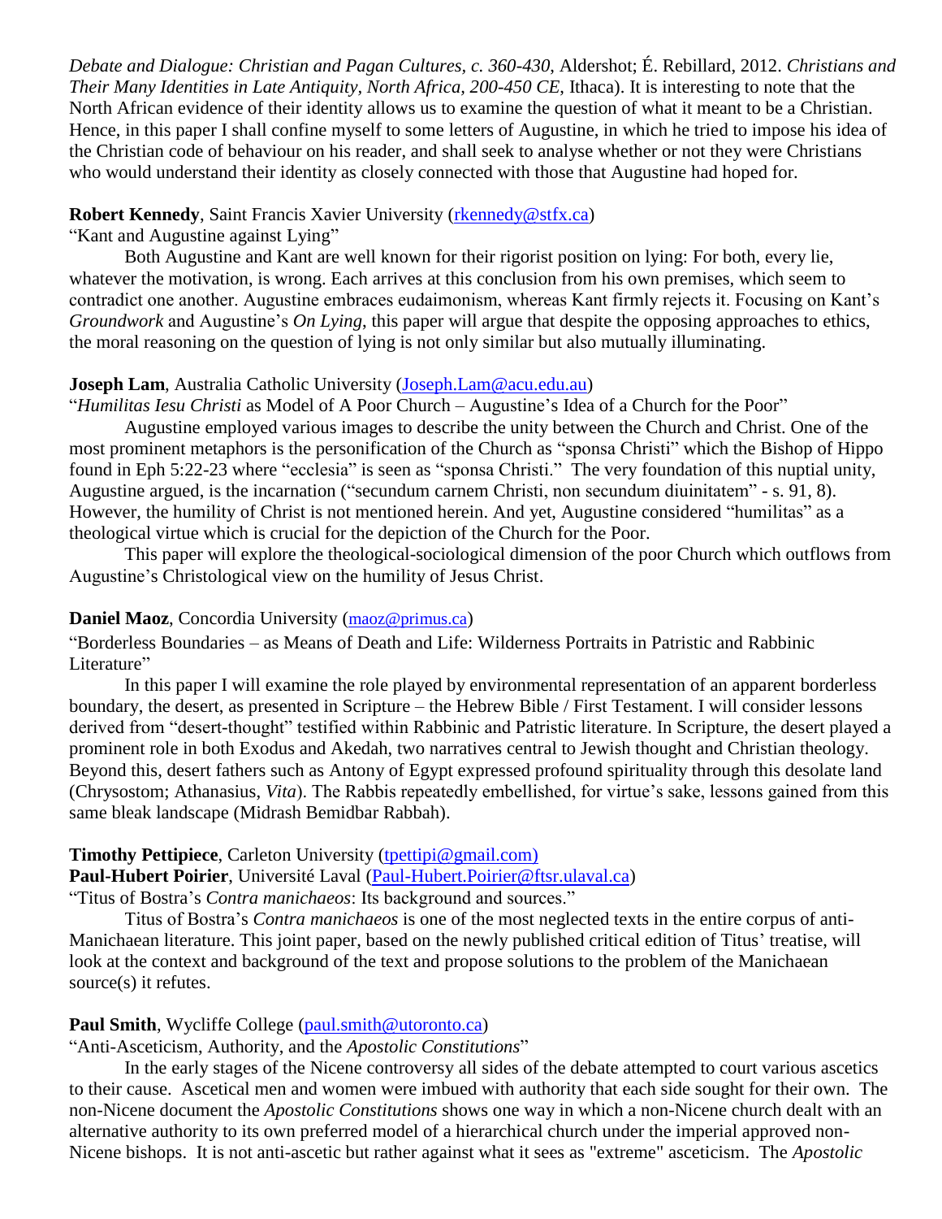*Debate and Dialogue: Christian and Pagan Cultures, c. 360-430*, Aldershot; É. Rebillard, 2012. *Christians and Their Many Identities in Late Antiquity, North Africa, 200-450 CE*, Ithaca). It is interesting to note that the North African evidence of their identity allows us to examine the question of what it meant to be a Christian. Hence, in this paper I shall confine myself to some letters of Augustine, in which he tried to impose his idea of the Christian code of behaviour on his reader, and shall seek to analyse whether or not they were Christians who would understand their identity as closely connected with those that Augustine had hoped for.

**Robert Kennedy**, Saint Francis Xavier University (rkennedy@stfx.ca)

"Kant and Augustine against Lying"

Both Augustine and Kant are well known for their rigorist position on lying: For both, every lie, whatever the motivation, is wrong. Each arrives at this conclusion from his own premises, which seem to contradict one another. Augustine embraces eudaimonism, whereas Kant firmly rejects it. Focusing on Kant's *Groundwork* and Augustine's *On Lying*, this paper will argue that despite the opposing approaches to ethics, the moral reasoning on the question of lying is not only similar but also mutually illuminating.

**Joseph Lam**, Australia Catholic University (Joseph.Lam@acu.edu.au)

"*Humilitas Iesu Christi* as Model of A Poor Church – Augustine's Idea of a Church for the Poor"

Augustine employed various images to describe the unity between the Church and Christ. One of the most prominent metaphors is the personification of the Church as "sponsa Christi" which the Bishop of Hippo found in Eph 5:22-23 where "ecclesia" is seen as "sponsa Christi." The very foundation of this nuptial unity, Augustine argued, is the incarnation ("secundum carnem Christi, non secundum diuinitatem" - s. 91, 8). However, the humility of Christ is not mentioned herein. And yet, Augustine considered "humilitas" as a theological virtue which is crucial for the depiction of the Church for the Poor.

This paper will explore the theological-sociological dimension of the poor Church which outflows from Augustine's Christological view on the humility of Jesus Christ.

**Daniel Maoz**, Concordia University (maoz@primus.ca)

"Borderless Boundaries – as Means of Death and Life: Wilderness Portraits in Patristic and Rabbinic Literature"

In this paper I will examine the role played by environmental representation of an apparent borderless boundary, the desert, as presented in Scripture – the Hebrew Bible / First Testament. I will consider lessons derived from "desert-thought" testified within Rabbinic and Patristic literature. In Scripture, the desert played a prominent role in both Exodus and Akedah, two narratives central to Jewish thought and Christian theology. Beyond this, desert fathers such as Antony of Egypt expressed profound spirituality through this desolate land (Chrysostom; Athanasius, *Vita*). The Rabbis repeatedly embellished, for virtue's sake, lessons gained from this same bleak landscape (Midrash Bemidbar Rabbah).

**Timothy Pettipiece**, Carleton University (tpettipi@gmail.com)

**Paul-Hubert Poirier**, Université Laval (Paul-Hubert.Poirier@ftsr.ulaval.ca)

"Titus of Bostra's *Contra manichaeos*: Its background and sources."

Titus of Bostra's *Contra manichaeos* is one of the most neglected texts in the entire corpus of anti-Manichaean literature. This joint paper, based on the newly published critical edition of Titus' treatise, will look at the context and background of the text and propose solutions to the problem of the Manichaean source(s) it refutes.

**Paul Smith**, Wycliffe College (paul.smith@utoronto.ca)

"Anti-Asceticism, Authority, and the *Apostolic Constitutions*"

In the early stages of the Nicene controversy all sides of the debate attempted to court various ascetics to their cause. Ascetical men and women were imbued with authority that each side sought for their own. The non-Nicene document the *Apostolic Constitutions* shows one way in which a non-Nicene church dealt with an alternative authority to its own preferred model of a hierarchical church under the imperial approved non-Nicene bishops. It is not anti-ascetic but rather against what it sees as "extreme" asceticism. The *Apostolic*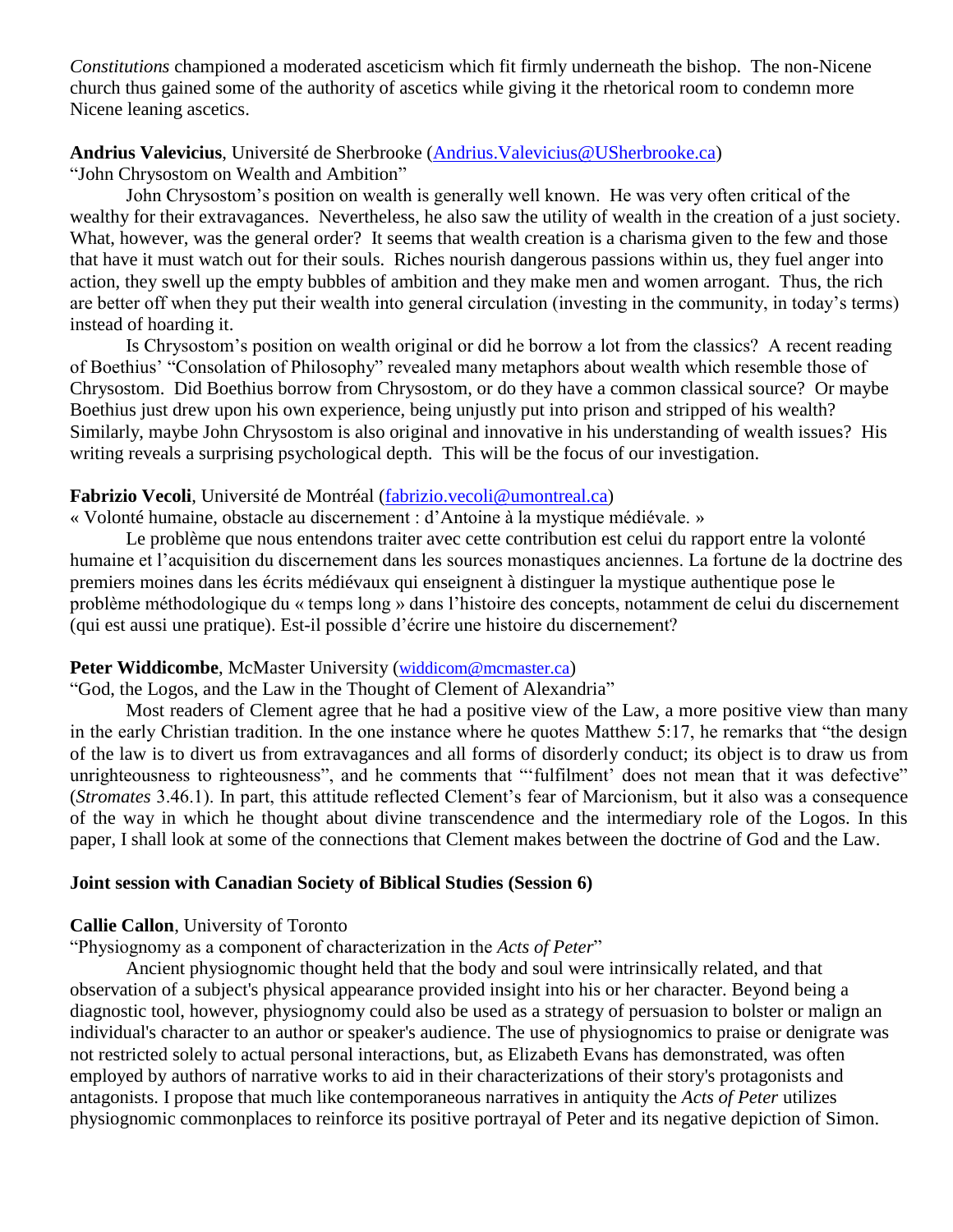*Constitutions* championed a moderated asceticism which fit firmly underneath the bishop. The non-Nicene church thus gained some of the authority of ascetics while giving it the rhetorical room to condemn more Nicene leaning ascetics.

**Andrius Valevicius**, Université de Sherbrooke (Andrius.Valevicius@USherbrooke.ca)
"John Chrysostom on Wealth and Ambition"

John Chrysostom's position on wealth is generally well known. He was very often critical of the wealthy for their extravagances. Nevertheless, he also saw the utility of wealth in the creation of a just society. What, however, was the general order? It seems that wealth creation is a charisma given to the few and those that have it must watch out for their souls. Riches nourish dangerous passions within us, they fuel anger into action, they swell up the empty bubbles of ambition and they make men and women arrogant. Thus, the rich are better off when they put their wealth into general circulation (investing in the community, in today's terms) instead of hoarding it.

Is Chrysostom's position on wealth original or did he borrow a lot from the classics? A recent reading of Boethius' "Consolation of Philosophy" revealed many metaphors about wealth which resemble those of Chrysostom. Did Boethius borrow from Chrysostom, or do they have a common classical source? Or maybe Boethius just drew upon his own experience, being unjustly put into prison and stripped of his wealth? Similarly, maybe John Chrysostom is also original and innovative in his understanding of wealth issues? His writing reveals a surprising psychological depth. This will be the focus of our investigation.

**Fabrizio Vecoli**, Université de Montréal (fabrizio.vecoli@umontreal.ca)
« Volonté humaine, obstacle au discernement : d'Antoine à la mystique médiévale. »

Le problème que nous entendons traiter avec cette contribution est celui du rapport entre la volonté humaine et l'acquisition du discernement dans les sources monastiques anciennes. La fortune de la doctrine des premiers moines dans les écrits médiévaux qui enseignent à distinguer la mystique authentique pose le problème méthodologique du « temps long » dans l'histoire des concepts, notamment de celui du discernement (qui est aussi une pratique). Est-il possible d'écrire une histoire du discernement?

**Peter Widdicombe**, McMaster University (widdicom@mcmaster.ca)
"God, the Logos, and the Law in the Thought of Clement of Alexandria"

Most readers of Clement agree that he had a positive view of the Law, a more positive view than many in the early Christian tradition. In the one instance where he quotes Matthew 5:17, he remarks that "the design of the law is to divert us from extravagances and all forms of disorderly conduct; its object is to draw us from unrighteousness to righteousness", and he comments that "'fulfilment' does not mean that it was defective" (*Stromates* 3.46.1). In part, this attitude reflected Clement's fear of Marcionism, but it also was a consequence of the way in which he thought about divine transcendence and the intermediary role of the Logos. In this paper, I shall look at some of the connections that Clement makes between the doctrine of God and the Law.

**Joint session with Canadian Society of Biblical Studies (Session 6)**

**Callie Callon**, University of Toronto
"Physiognomy as a component of characterization in the *Acts of Peter*"

Ancient physiognomic thought held that the body and soul were intrinsically related, and that observation of a subject's physical appearance provided insight into his or her character. Beyond being a diagnostic tool, however, physiognomy could also be used as a strategy of persuasion to bolster or malign an individual's character to an author or speaker's audience. The use of physiognomics to praise or denigrate was not restricted solely to actual personal interactions, but, as Elizabeth Evans has demonstrated, was often employed by authors of narrative works to aid in their characterizations of their story's protagonists and antagonists. I propose that much like contemporaneous narratives in antiquity the *Acts of Peter* utilizes physiognomic commonplaces to reinforce its positive portrayal of Peter and its negative depiction of Simon.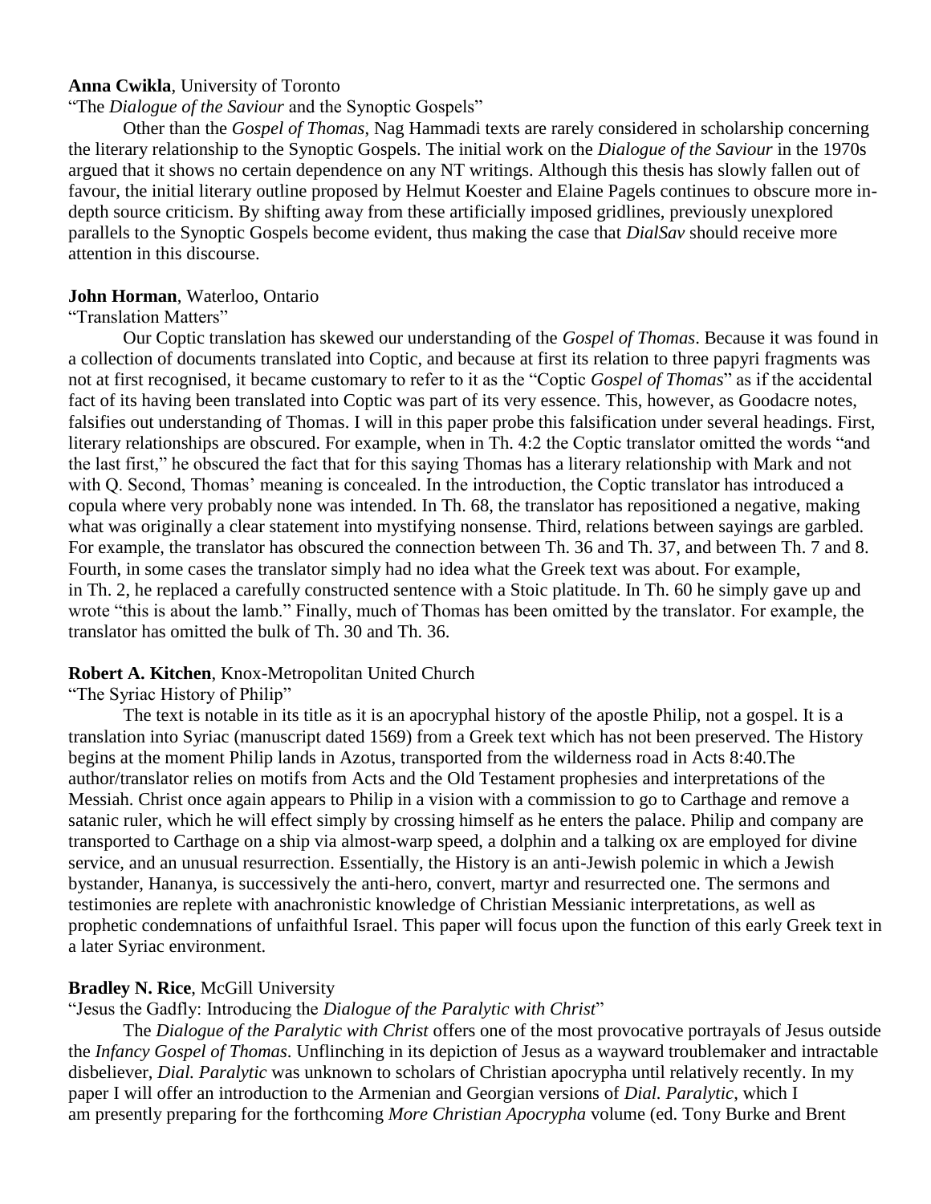**Anna Cwikla**, University of Toronto

"The *Dialogue of the Saviour* and the Synoptic Gospels"

Other than the *Gospel of Thomas*, Nag Hammadi texts are rarely considered in scholarship concerning the literary relationship to the Synoptic Gospels. The initial work on the *Dialogue of the Saviour* in the 1970s argued that it shows no certain dependence on any NT writings. Although this thesis has slowly fallen out of favour, the initial literary outline proposed by Helmut Koester and Elaine Pagels continues to obscure more in-depth source criticism. By shifting away from these artificially imposed gridlines, previously unexplored parallels to the Synoptic Gospels become evident, thus making the case that *DialSav* should receive more attention in this discourse.

**John Horman**, Waterloo, Ontario

"Translation Matters"

Our Coptic translation has skewed our understanding of the *Gospel of Thomas*. Because it was found in a collection of documents translated into Coptic, and because at first its relation to three papyri fragments was not at first recognised, it became customary to refer to it as the "Coptic *Gospel of Thomas*" as if the accidental fact of its having been translated into Coptic was part of its very essence. This, however, as Goodacre notes, falsifies out understanding of Thomas. I will in this paper probe this falsification under several headings. First, literary relationships are obscured. For example, when in Th. 4:2 the Coptic translator omitted the words "and the last first," he obscured the fact that for this saying Thomas has a literary relationship with Mark and not with Q. Second, Thomas' meaning is concealed. In the introduction, the Coptic translator has introduced a copula where very probably none was intended. In Th. 68, the translator has repositioned a negative, making what was originally a clear statement into mystifying nonsense. Third, relations between sayings are garbled. For example, the translator has obscured the connection between Th. 36 and Th. 37, and between Th. 7 and 8. Fourth, in some cases the translator simply had no idea what the Greek text was about. For example, in Th. 2, he replaced a carefully constructed sentence with a Stoic platitude. In Th. 60 he simply gave up and wrote "this is about the lamb." Finally, much of Thomas has been omitted by the translator. For example, the translator has omitted the bulk of Th. 30 and Th. 36.

**Robert A. Kitchen**, Knox-Metropolitan United Church

"The Syriac History of Philip"

The text is notable in its title as it is an apocryphal history of the apostle Philip, not a gospel. It is a translation into Syriac (manuscript dated 1569) from a Greek text which has not been preserved. The History begins at the moment Philip lands in Azotus, transported from the wilderness road in Acts 8:40.The author/translator relies on motifs from Acts and the Old Testament prophesies and interpretations of the Messiah. Christ once again appears to Philip in a vision with a commission to go to Carthage and remove a satanic ruler, which he will effect simply by crossing himself as he enters the palace. Philip and company are transported to Carthage on a ship via almost-warp speed, a dolphin and a talking ox are employed for divine service, and an unusual resurrection. Essentially, the History is an anti-Jewish polemic in which a Jewish bystander, Hananya, is successively the anti-hero, convert, martyr and resurrected one. The sermons and testimonies are replete with anachronistic knowledge of Christian Messianic interpretations, as well as prophetic condemnations of unfaithful Israel. This paper will focus upon the function of this early Greek text in a later Syriac environment.

**Bradley N. Rice**, McGill University

"Jesus the Gadfly: Introducing the *Dialogue of the Paralytic with Christ*"

The *Dialogue of the Paralytic with Christ* offers one of the most provocative portrayals of Jesus outside the *Infancy Gospel of Thomas*. Unflinching in its depiction of Jesus as a wayward troublemaker and intractable disbeliever, *Dial. Paralytic* was unknown to scholars of Christian apocrypha until relatively recently. In my paper I will offer an introduction to the Armenian and Georgian versions of *Dial. Paralytic*, which I am presently preparing for the forthcoming *More Christian Apocrypha* volume (ed. Tony Burke and Brent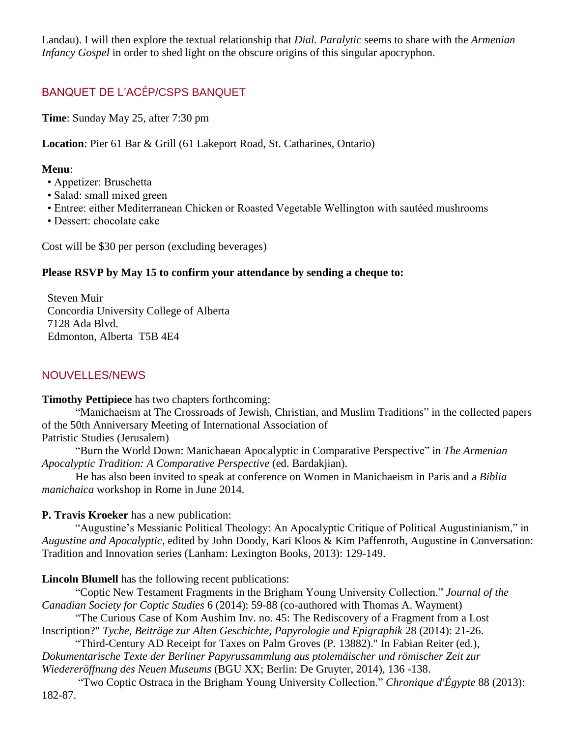Landau). I will then explore the textual relationship that *Dial. Paralytic* seems to share with the *Armenian Infancy Gospel* in order to shed light on the obscure origins of this singular apocryphon.

## BANQUET DE L'ACÉP/CSPS BANQUET

**Time**: Sunday May 25, after 7:30 pm

**Location**: Pier 61 Bar & Grill (61 Lakeport Road, St. Catharines, Ontario)

**Menu**:

- Appetizer: Bruschetta
- Salad: small mixed green
- Entree: either Mediterranean Chicken or Roasted Vegetable Wellington with sautéed mushrooms
- Dessert: chocolate cake

Cost will be $30 per person (excluding beverages)

**Please RSVP by May 15 to confirm your attendance by sending a cheque to:**

Steven Muir
Concordia University College of Alberta
7128 Ada Blvd.
Edmonton, Alberta T5B 4E4

## NOUVELLES/NEWS

**Timothy Pettipiece** has two chapters forthcoming:

"Manichaeism at The Crossroads of Jewish, Christian, and Muslim Traditions" in the collected papers of the 50th Anniversary Meeting of International Association of Patristic Studies (Jerusalem)

"Burn the World Down: Manichaean Apocalyptic in Comparative Perspective" in *The Armenian Apocalyptic Tradition: A Comparative Perspective* (ed. Bardakjian).

He has also been invited to speak at conference on Women in Manichaeism in Paris and a *Biblia manichaica* workshop in Rome in June 2014.

**P. Travis Kroeker** has a new publication:

"Augustine's Messianic Political Theology: An Apocalyptic Critique of Political Augustinianism," in *Augustine and Apocalyptic*, edited by John Doody, Kari Kloos & Kim Paffenroth, Augustine in Conversation: Tradition and Innovation series (Lanham: Lexington Books, 2013): 129-149.

**Lincoln Blumell** has the following recent publications:

"Coptic New Testament Fragments in the Brigham Young University Collection." *Journal of the Canadian Society for Coptic Studies* 6 (2014): 59-88 (co-authored with Thomas A. Wayment)

"The Curious Case of Kom Aushim Inv. no. 45: The Rediscovery of a Fragment from a Lost Inscription?" *Tyche, Beiträge zur Alten Geschichte, Papyrologie und Epigraphik* 28 (2014): 21-26.

"Third-Century AD Receipt for Taxes on Palm Groves (P. 13882)." In Fabian Reiter (ed.), *Dokumentarische Texte der Berliner Papyrussammlung aus ptolemäischer und römischer Zeit zur Wiedereröffnung des Neuen Museums* (BGU XX; Berlin: De Gruyter, 2014), 136 -138.

"Two Coptic Ostraca in the Brigham Young University Collection." *Chronique d'Égypte* 88 (2013): 182-87.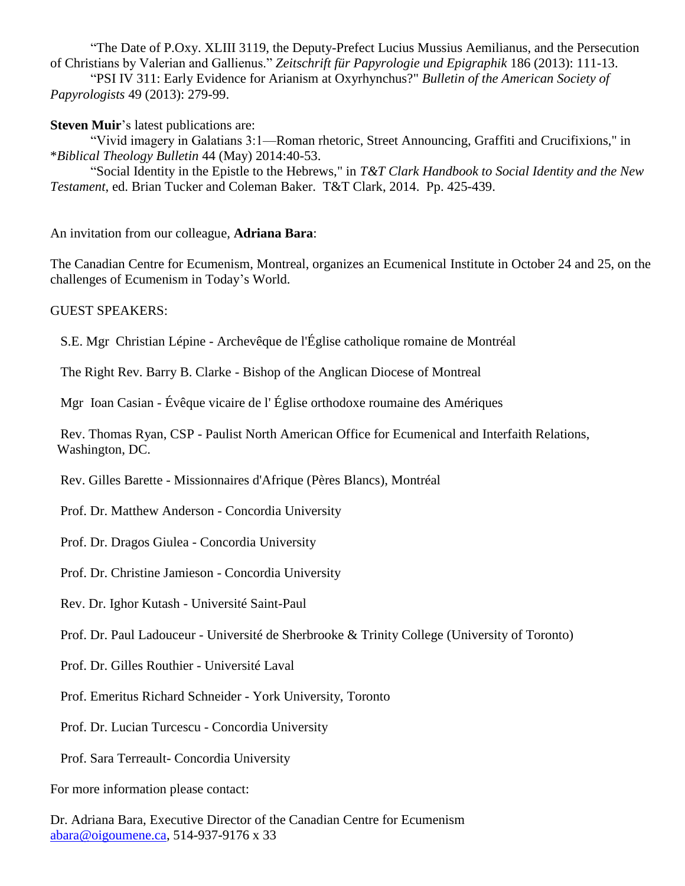"The Date of P.Oxy. XLIII 3119, the Deputy-Prefect Lucius Mussius Aemilianus, and the Persecution of Christians by Valerian and Gallienus." *Zeitschrift für Papyrologie und Epigraphik* 186 (2013): 111-13.

"PSI IV 311: Early Evidence for Arianism at Oxyrhynchus?" *Bulletin of the American Society of Papyrologists* 49 (2013): 279-99.

**Steven Muir**'s latest publications are:

"Vivid imagery in Galatians 3:1—Roman rhetoric, Street Announcing, Graffiti and Crucifixions," in **Biblical Theology Bulletin* 44 (May) 2014:40-53.

"Social Identity in the Epistle to the Hebrews," in *T&T Clark Handbook to Social Identity and the New Testament*, ed. Brian Tucker and Coleman Baker. T&T Clark, 2014. Pp. 425-439.

An invitation from our colleague, **Adriana Bara**:

The Canadian Centre for Ecumenism, Montreal, organizes an Ecumenical Institute in October 24 and 25, on the challenges of Ecumenism in Today's World.

GUEST SPEAKERS:

S.E. Mgr Christian Lépine - Archevêque de l'Église catholique romaine de Montréal

The Right Rev. Barry B. Clarke - Bishop of the Anglican Diocese of Montreal

Mgr Ioan Casian - Évêque vicaire de l' Église orthodoxe roumaine des Amériques

Rev. Thomas Ryan, CSP - Paulist North American Office for Ecumenical and Interfaith Relations, Washington, DC.

Rev. Gilles Barette - Missionnaires d'Afrique (Pères Blancs), Montréal

Prof. Dr. Matthew Anderson - Concordia University

Prof. Dr. Dragos Giulea - Concordia University

Prof. Dr. Christine Jamieson - Concordia University

Rev. Dr. Ighor Kutash - Université Saint-Paul

Prof. Dr. Paul Ladouceur - Université de Sherbrooke & Trinity College (University of Toronto)

Prof. Dr. Gilles Routhier - Université Laval

Prof. Emeritus Richard Schneider - York University, Toronto

Prof. Dr. Lucian Turcescu - Concordia University

Prof. Sara Terreault- Concordia University

For more information please contact:

Dr. Adriana Bara, Executive Director of the Canadian Centre for Ecumenism
abara@oigoumene.ca, 514-937-9176 x 33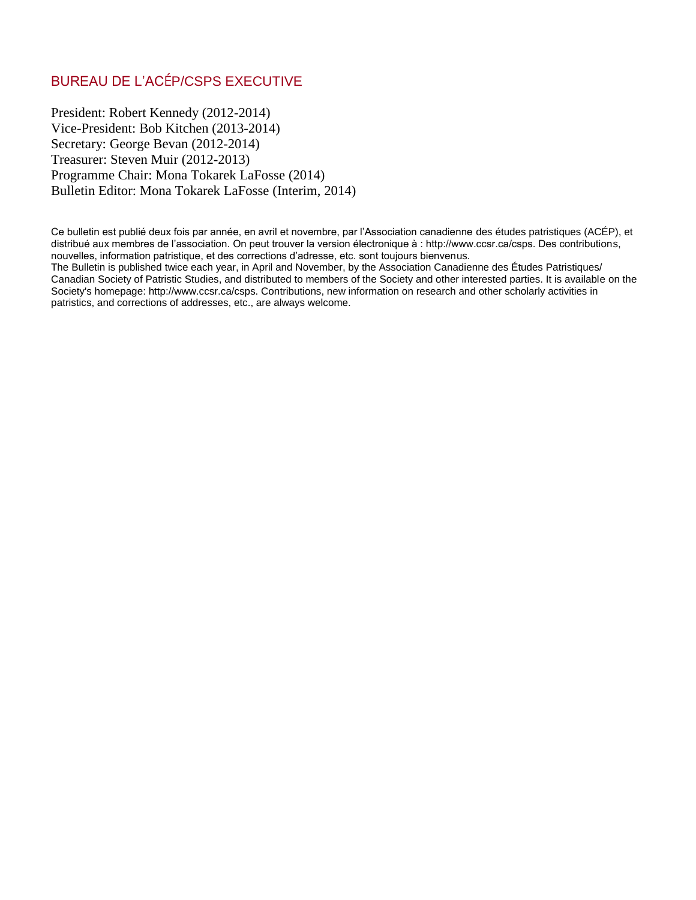## BUREAU DE L'ACÉP/CSPS EXECUTIVE

President: Robert Kennedy (2012-2014)
Vice-President: Bob Kitchen (2013-2014)
Secretary: George Bevan (2012-2014)
Treasurer: Steven Muir (2012-2013)
Programme Chair: Mona Tokarek LaFosse (2014)
Bulletin Editor: Mona Tokarek LaFosse (Interim, 2014)

Ce bulletin est publié deux fois par année, en avril et novembre, par l'Association canadienne des études patristiques (ACÉP), et distribué aux membres de l'association. On peut trouver la version électronique à : http://www.ccsr.ca/csps. Des contributions, nouvelles, information patristique, et des corrections d'adresse, etc. sont toujours bienvenus.
The Bulletin is published twice each year, in April and November, by the Association Canadienne des Études Patristiques/ Canadian Society of Patristic Studies, and distributed to members of the Society and other interested parties. It is available on the Society's homepage: http://www.ccsr.ca/csps. Contributions, new information on research and other scholarly activities in patristics, and corrections of addresses, etc., are always welcome.